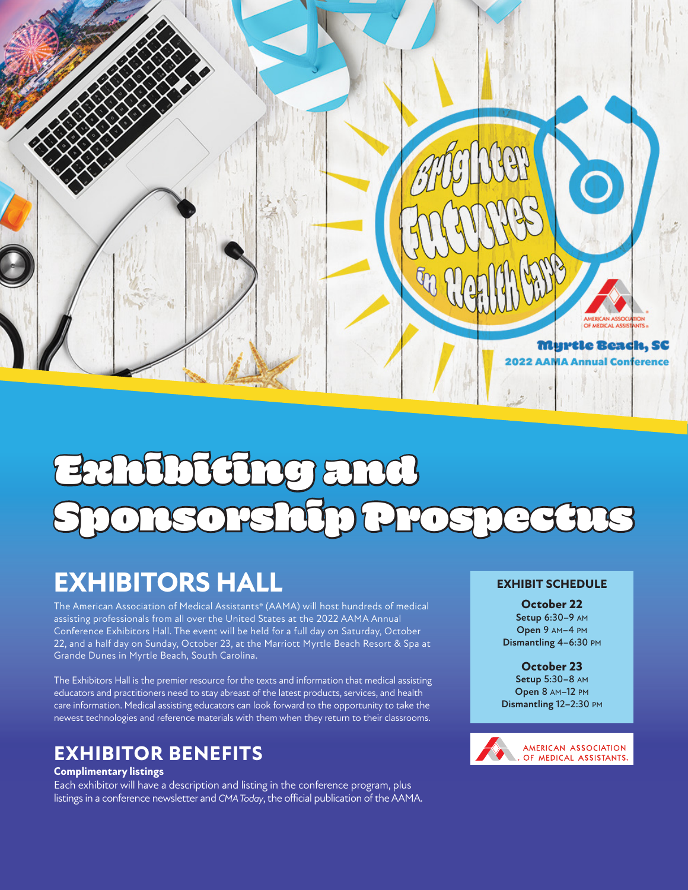Brighter Futures in Health Care

AMERICAN ASSOCIATION OF MEDICAL ASSISTANTS®

Myrtle Beach, SC
2022 AAMA Annual Conference

# Exhibiting and Sponsorship Prospectus

## EXHIBITORS HALL

The American Association of Medical Assistants® (AAMA) will host hundreds of medical assisting professionals from all over the United States at the 2022 AAMA Annual Conference Exhibitors Hall. The event will be held for a full day on Saturday, October 22, and a half day on Sunday, October 23, at the Marriott Myrtle Beach Resort & Spa at Grande Dunes in Myrtle Beach, South Carolina.

The Exhibitors Hall is the premier resource for the texts and information that medical assisting educators and practitioners need to stay abreast of the latest products, services, and health care information. Medical assisting educators can look forward to the opportunity to take the newest technologies and reference materials with them when they return to their classrooms.

## EXHIBITOR BENEFITS

**Complimentary listings**
Each exhibitor will have a description and listing in the conference program, plus listings in a conference newsletter and *CMA Today*, the official publication of the AAMA.

### EXHIBIT SCHEDULE

**October 22**
**Setup** 6:30–9 AM
**Open** 9 AM–4 PM
**Dismantling** 4–6:30 PM

**October 23**
**Setup** 5:30–8 AM
**Open** 8 AM–12 PM
**Dismantling** 12–2:30 PM

AMERICAN ASSOCIATION OF MEDICAL ASSISTANTS.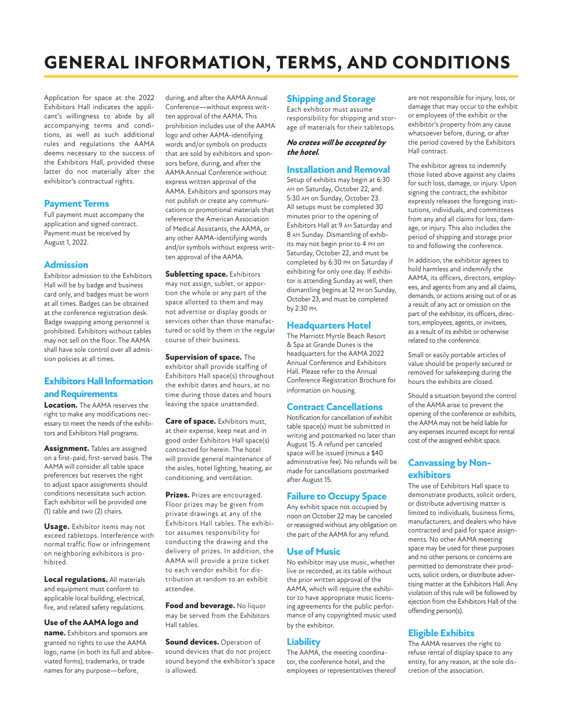# GENERAL INFORMATION, TERMS, AND CONDITIONS

Application for space at the 2022 Exhibitors Hall indicates the applicant's willingness to abide by all accompanying terms and conditions, as well as such additional rules and regulations the AAMA deems necessary to the success of the Exhibitors Hall, provided these latter do not materially alter the exhibitor's contractual rights.

## Payment Terms

Full payment must accompany the application and signed contract. Payment must be received by August 1, 2022.

## Admission

Exhibitor admission to the Exhibitors Hall will be by badge and business card only, and badges must be worn at all times. Badges can be obtained at the conference registration desk. Badge swapping among personnel is prohibited. Exhibitors without tables may not sell on the floor. The AAMA shall have sole control over all admission policies at all times.

## Exhibitors Hall Information and Requirements

**Location.** The AAMA reserves the right to make any modifications necessary to meet the needs of the exhibitors and Exhibitors Hall programs.

**Assignment.** Tables are assigned on a first-paid, first-served basis. The AAMA will consider all table space preferences but reserves the right to adjust space assignments should conditions necessitate such action. Each exhibitor will be provided one (1) table and two (2) chairs.

**Usage.** Exhibitor items may not exceed tabletops. Interference with normal traffic flow or infringement on neighboring exhibitors is prohibited.

**Local regulations.** All materials and equipment must conform to applicable local building, electrical, fire, and related safety regulations.

**Use of the AAMA logo and name.** Exhibitors and sponsors are granted no rights to use the AAMA logo, name (in both its full and abbreviated forms), trademarks, or trade names for any purpose—before, during, and after the AAMA Annual Conference—without express written approval of the AAMA. This prohibition includes use of the AAMA logo and other AAMA-identifying words and/or symbols on products that are sold by exhibitors and sponsors before, during, and after the AAMA Annual Conference without express written approval of the AAMA. Exhibitors and sponsors may not publish or create any communications or promotional materials that reference the American Association of Medical Assistants, the AAMA, or any other AAMA-identifying words and/or symbols without express written approval of the AAMA.

**Subletting space.** Exhibitors may not assign, sublet, or apportion the whole or any part of the space allotted to them and may not advertise or display goods or services other than those manufactured or sold by them in the regular course of their business.

**Supervision of space.** The exhibitor shall provide staffing of Exhibitors Hall space(s) throughout the exhibit dates and hours, at no time during those dates and hours leaving the space unattended.

**Care of space.** Exhibitors must, at their expense, keep neat and in good order Exhibitors Hall space(s) contracted for herein. The hotel will provide general maintenance of the aisles, hotel lighting, heating, air conditioning, and ventilation.

**Prizes.** Prizes are encouraged. Floor prizes may be given from private drawings at any of the Exhibitors Hall tables. The exhibitor assumes responsibility for conducting the drawing and the delivery of prizes. In addition, the AAMA will provide a prize ticket to each vendor exhibit for distribution at random to an exhibit attendee.

**Food and beverage.** No liquor may be served from the Exhibitors Hall tables.

**Sound devices.** Operation of sound devices that do not project sound beyond the exhibitor's space is allowed.

## Shipping and Storage

Each exhibitor must assume responsibility for shipping and storage of materials for their tabletops.

***No crates will be accepted by the hotel.***

## Installation and Removal

Setup of exhibits may begin at 6:30 AM on Saturday, October 22, and 5:30 AM on Sunday, October 23. All setups must be completed 30 minutes prior to the opening of Exhibitors Hall at 9 AM Saturday and 8 AM Sunday. Dismantling of exhibits may not begin prior to 4 PM on Saturday, October 22, and must be completed by 6:30 PM on Saturday if exhibiting for only one day. If exhibitor is attending Sunday as well, then dismantling begins at 12 PM on Sunday, October 23, and must be completed by 2:30 PM.

## Headquarters Hotel

The Marriott Myrtle Beach Resort & Spa at Grande Dunes is the headquarters for the AAMA 2022 Annual Conference and Exhibitors Hall. Please refer to the Annual Conference Registration Brochure for information on housing.

## Contract Cancellations

Notification for cancellation of exhibit table space(s) must be submitted in writing and postmarked no later than August 15. A refund per canceled space will be issued (minus a $40 administrative fee). No refunds will be made for cancellations postmarked after August 15.

## Failure to Occupy Space

Any exhibit space not occupied by noon on October 22 may be canceled or reassigned without any obligation on the part of the AAMA for any refund.

## Use of Music

No exhibitor may use music, whether live or recorded, at its table without the prior written approval of the AAMA, which will require the exhibitor to have appropriate music licensing agreements for the public performance of any copyrighted music used by the exhibitor.

## Liability

The AAMA, the meeting coordinator, the conference hotel, and the employees or representatives thereof are not responsible for injury, loss, or damage that may occur to the exhibit or employees of the exhibit or the exhibitor's property from any cause whatsoever before, during, or after the period covered by the Exhibitors Hall contract.

The exhibitor agrees to indemnify those listed above against any claims for such loss, damage, or injury. Upon signing the contract, the exhibitor expressly releases the foregoing institutions, individuals, and committees from any and all claims for loss, damage, or injury. This also includes the period of shipping and storage prior to and following the conference.

In addition, the exhibitor agrees to hold harmless and indemnify the AAMA, its officers, directors, employees, and agents from any and all claims, demands, or actions arising out of or as a result of any act or omission on the part of the exhibitor, its officers, directors, employees, agents, or invitees, as a result of its exhibit or otherwise related to the conference.

Small or easily portable articles of value should be properly secured or removed for safekeeping during the hours the exhibits are closed.

Should a situation beyond the control of the AAMA arise to prevent the opening of the conference or exhibits, the AAMA may not be held liable for any expenses incurred except for rental cost of the assigned exhibit space.

## Canvassing by Non-exhibitors

The use of Exhibitors Hall space to demonstrate products, solicit orders, or distribute advertising matter is limited to individuals, business firms, manufacturers, and dealers who have contracted and paid for space assignments. No other AAMA meeting space may be used for these purposes and no other persons or concerns are permitted to demonstrate their products, solicit orders, or distribute advertising matter at the Exhibitors Hall. Any violation of this rule will be followed by ejection from the Exhibitors Hall of the offending person(s).

## Eligible Exhibits

The AAMA reserves the right to refuse rental of display space to any entity, for any reason, at the sole discretion of the association.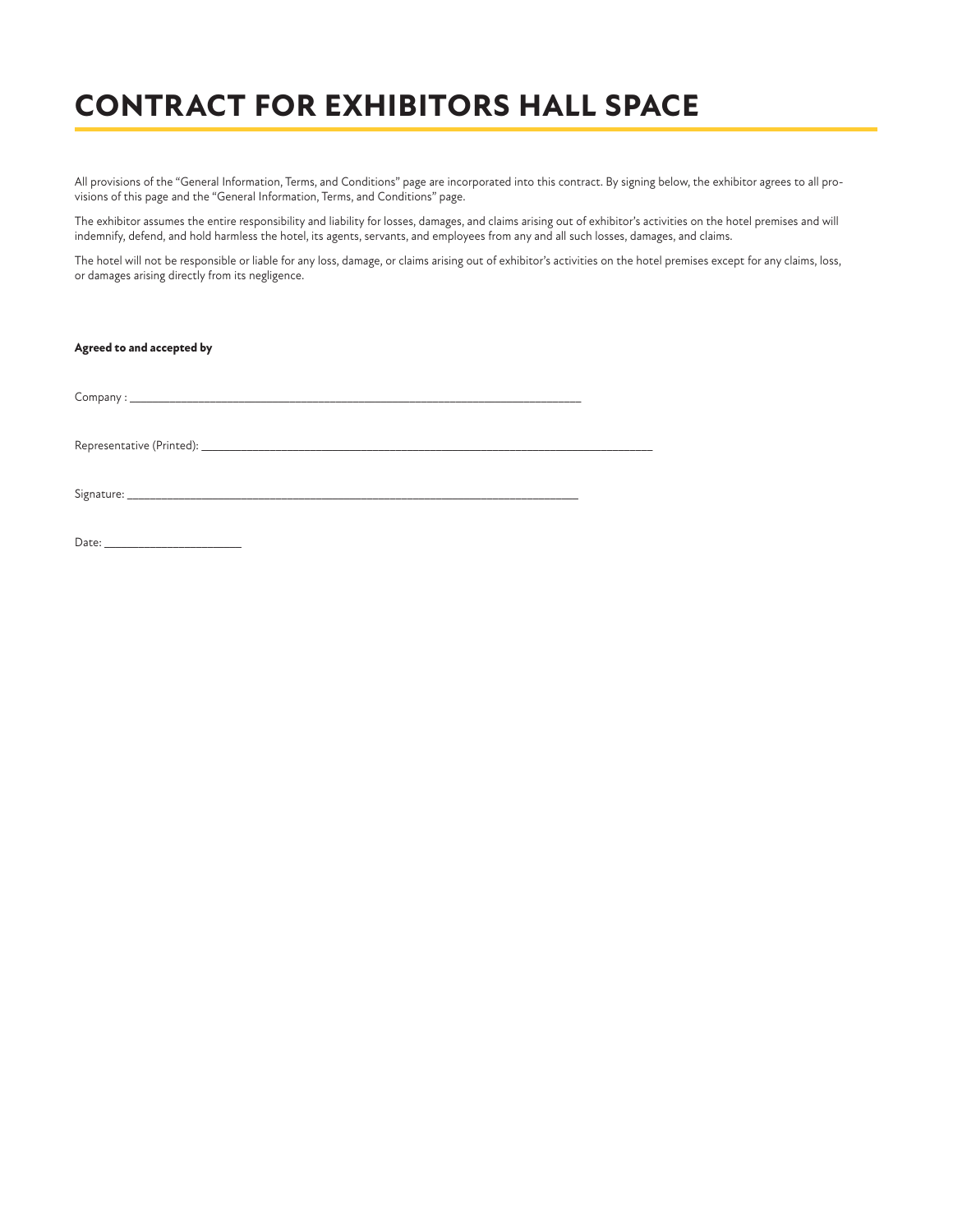# CONTRACT FOR EXHIBITORS HALL SPACE

All provisions of the "General Information, Terms, and Conditions" page are incorporated into this contract. By signing below, the exhibitor agrees to all provisions of this page and the "General Information, Terms, and Conditions" page.

The exhibitor assumes the entire responsibility and liability for losses, damages, and claims arising out of exhibitor's activities on the hotel premises and will indemnify, defend, and hold harmless the hotel, its agents, servants, and employees from any and all such losses, damages, and claims.

The hotel will not be responsible or liable for any loss, damage, or claims arising out of exhibitor's activities on the hotel premises except for any claims, loss, or damages arising directly from its negligence.

**Agreed to and accepted by**

Company : ___________________________________________________________

Representative (Printed): ___________________________________________________________

Signature: ___________________________________________________________

Date: ____________________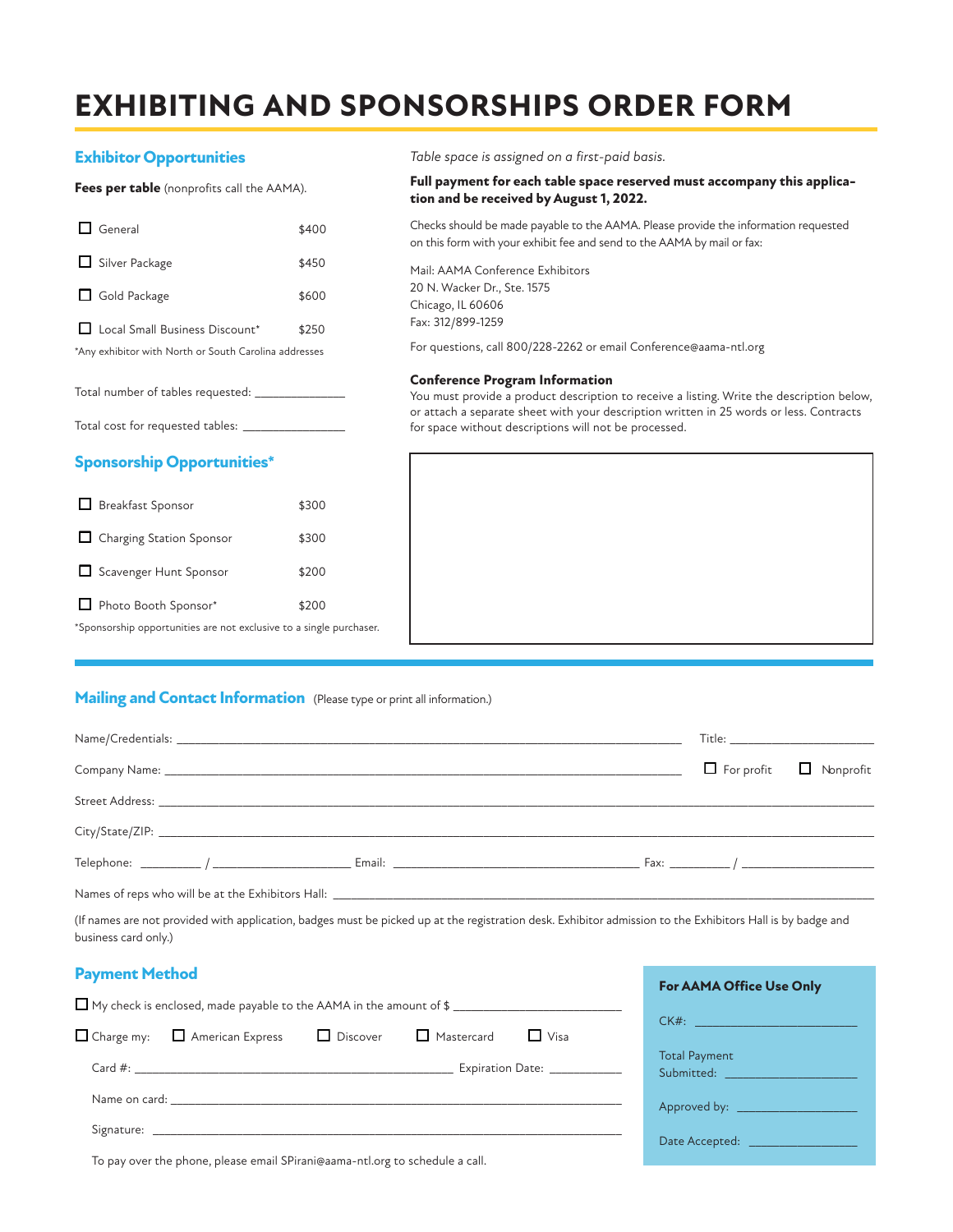# EXHIBITING AND SPONSORSHIPS ORDER FORM

## Exhibitor Opportunities

**Fees per table** (nonprofits call the AAMA).

| | |
|---|---|
| ☐ General | $400 |
| ☐ Silver Package | $450 |
| ☐ Gold Package | $600 |
| ☐ Local Small Business Discount* | $250 |

*Any exhibitor with North or South Carolina addresses

Total number of tables requested: _______________

Total cost for requested tables: _______________

## Sponsorship Opportunities*

| | |
|---|---|
| ☐ Breakfast Sponsor | $300 |
| ☐ Charging Station Sponsor | $300 |
| ☐ Scavenger Hunt Sponsor | $200 |
| ☐ Photo Booth Sponsor* | $200 |

*Sponsorship opportunities are not exclusive to a single purchaser.

*Table space is assigned on a first-paid basis.*

**Full payment for each table space reserved must accompany this application and be received by August 1, 2022.**

Checks should be made payable to the AAMA. Please provide the information requested on this form with your exhibit fee and send to the AAMA by mail or fax:

Mail: AAMA Conference Exhibitors
20 N. Wacker Dr., Ste. 1575
Chicago, IL 60606
Fax: 312/899-1259

For questions, call 800/228-2262 or email Conference@aama-ntl.org

**Conference Program Information**

You must provide a product description to receive a listing. Write the description below, or attach a separate sheet with your description written in 25 words or less. Contracts for space without descriptions will not be processed.

## Mailing and Contact Information (Please type or print all information.)

Name/Credentials: _______________ Title: _______________

Company Name: _______________ ☐ For profit ☐ Nonprofit

Street Address: _______________

City/State/ZIP: _______________

Telephone: ________ / _______________ Email: _______________ Fax: ________ / _______________

Names of reps who will be at the Exhibitors Hall: _______________

(If names are not provided with application, badges must be picked up at the registration desk. Exhibitor admission to the Exhibitors Hall is by badge and business card only.)

## Payment Method

☐ My check is enclosed, made payable to the AAMA in the amount of $ _______________

☐ Charge my: ☐ American Express ☐ Discover ☐ Mastercard ☐ Visa

Card #: _______________ Expiration Date: ________

Name on card: _______________

Signature: _______________

To pay over the phone, please email SPirani@aama-ntl.org to schedule a call.

**For AAMA Office Use Only**

CK#: _______________

Total Payment Submitted: _______________

Approved by: _______________

Date Accepted: _______________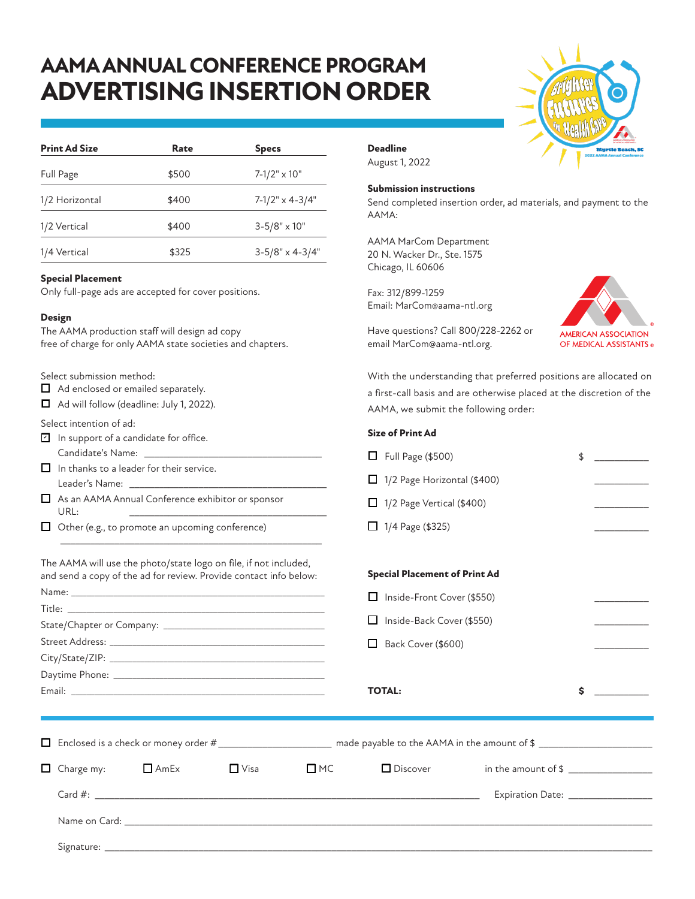# AAMA ANNUAL CONFERENCE PROGRAM
# ADVERTISING INSERTION ORDER

| Print Ad Size | Rate | Specs |
|---|---|---|
| Full Page | $500 | 7-1/2" x 10" |
| 1/2 Horizontal | $400 | 7-1/2" x 4-3/4" |
| 1/2 Vertical | $400 | 3-5/8" x 10" |
| 1/4 Vertical | $325 | 3-5/8" x 4-3/4" |

**Special Placement**
Only full-page ads are accepted for cover positions.

**Design**
The AAMA production staff will design ad copy free of charge for only AAMA state societies and chapters.

Select submission method:

- ☐ Ad enclosed or emailed separately.
- ☐ Ad will follow (deadline: July 1, 2022).

Select intention of ad:

- ☑ In support of a candidate for office.
  Candidate's Name: ______________________________
- ☐ In thanks to a leader for their service.
  Leader's Name: ______________________________
- ☐ As an AAMA Annual Conference exhibitor or sponsor
  URL: ______________________________
- ☐ Other (e.g., to promote an upcoming conference)
  ______________________________

The AAMA will use the photo/state logo on file, if not included, and send a copy of the ad for review. Provide contact info below:

Name: ______________________________

Title: ______________________________

State/Chapter or Company: ______________________________

Street Address: ______________________________

City/State/ZIP: ______________________________

Daytime Phone: ______________________________

Email: ______________________________

**Deadline**
August 1, 2022

**Submission instructions**
Send completed insertion order, ad materials, and payment to the AAMA:

AAMA MarCom Department
20 N. Wacker Dr., Ste. 1575
Chicago, IL 60606

Fax: 312/899-1259
Email: MarCom@aama-ntl.org

Have questions? Call 800/228-2262 or email MarCom@aama-ntl.org.

With the understanding that preferred positions are allocated on a first-call basis and are otherwise placed at the discretion of the AAMA, we submit the following order:

**Size of Print Ad**

- ☐ Full Page ($500) $ __________
- ☐ 1/2 Page Horizontal ($400) __________
- ☐ 1/2 Page Vertical ($400) __________
- ☐ 1/4 Page ($325) __________

**Special Placement of Print Ad**

- ☐ Inside-Front Cover ($550) __________
- ☐ Inside-Back Cover ($550) __________
- ☐ Back Cover ($600) __________

**TOTAL:** $ __________

☐ Enclosed is a check or money order # ____________ made payable to the AAMA in the amount of $ ____________

☐ Charge my: ☐ AmEx ☐ Visa ☐ MC ☐ Discover in the amount of $ ____________

Card #: ______________________________ Expiration Date: ____________

Name on Card: ______________________________

Signature: ______________________________